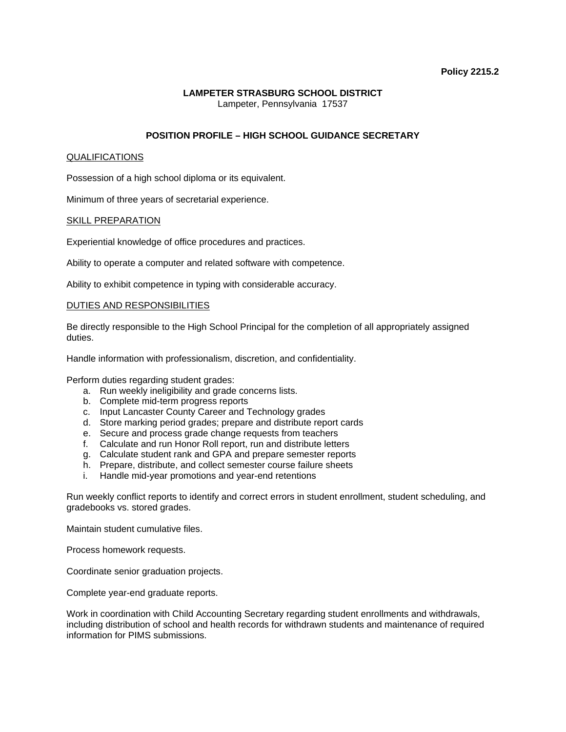**Policy 2215.2**

**LAMPETER STRASBURG SCHOOL DISTRICT**
Lampeter, Pennsylvania 17537

## POSITION PROFILE – HIGH SCHOOL GUIDANCE SECRETARY

### QUALIFICATIONS

Possession of a high school diploma or its equivalent.

Minimum of three years of secretarial experience.

### SKILL PREPARATION

Experiential knowledge of office procedures and practices.

Ability to operate a computer and related software with competence.

Ability to exhibit competence in typing with considerable accuracy.

### DUTIES AND RESPONSIBILITIES

Be directly responsible to the High School Principal for the completion of all appropriately assigned duties.

Handle information with professionalism, discretion, and confidentiality.

Perform duties regarding student grades:

a. Run weekly ineligibility and grade concerns lists.
b. Complete mid-term progress reports
c. Input Lancaster County Career and Technology grades
d. Store marking period grades; prepare and distribute report cards
e. Secure and process grade change requests from teachers
f. Calculate and run Honor Roll report, run and distribute letters
g. Calculate student rank and GPA and prepare semester reports
h. Prepare, distribute, and collect semester course failure sheets
i. Handle mid-year promotions and year-end retentions

Run weekly conflict reports to identify and correct errors in student enrollment, student scheduling, and gradebooks vs. stored grades.

Maintain student cumulative files.

Process homework requests.

Coordinate senior graduation projects.

Complete year-end graduate reports.

Work in coordination with Child Accounting Secretary regarding student enrollments and withdrawals, including distribution of school and health records for withdrawn students and maintenance of required information for PIMS submissions.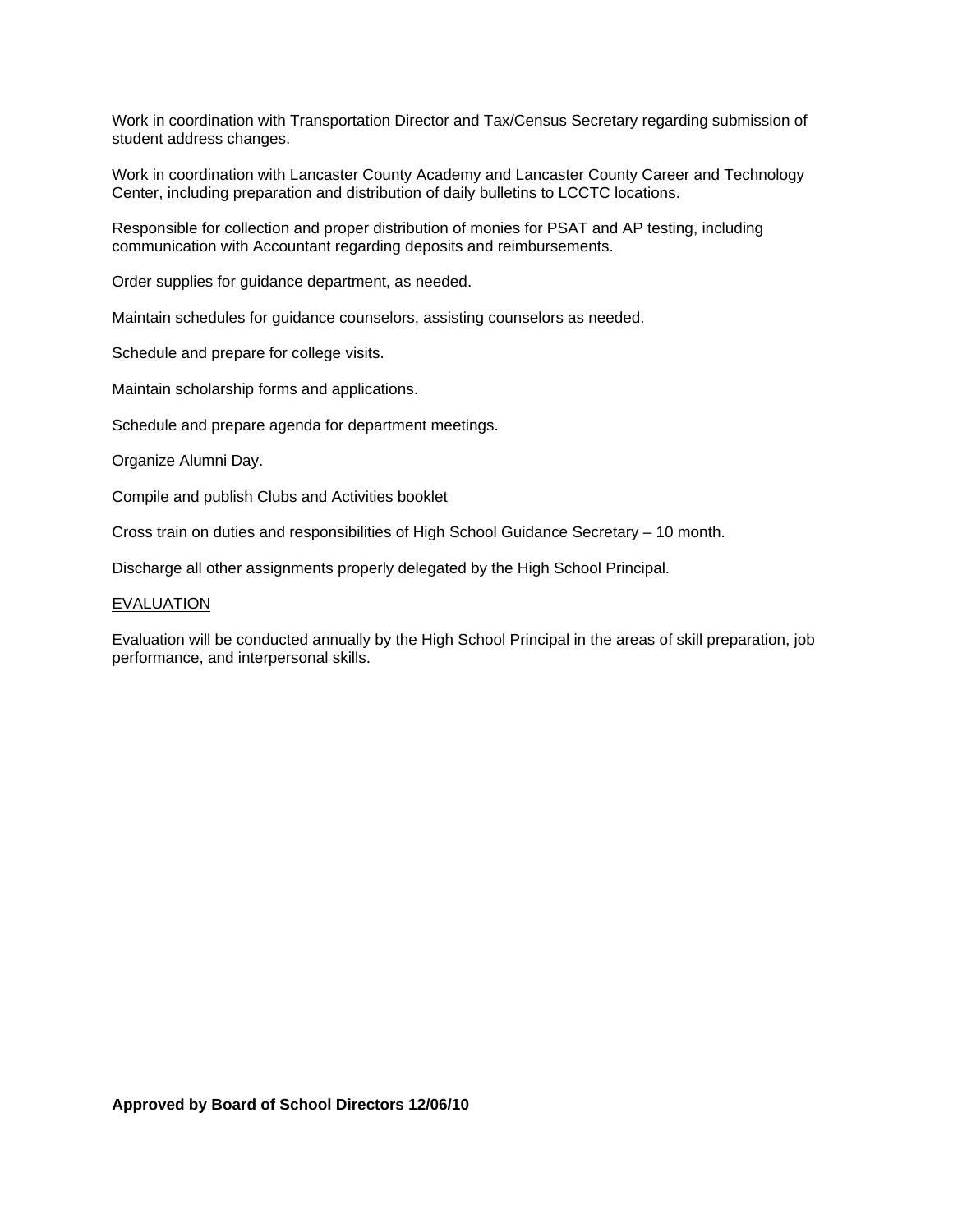Work in coordination with Transportation Director and Tax/Census Secretary regarding submission of student address changes.

Work in coordination with Lancaster County Academy and Lancaster County Career and Technology Center, including preparation and distribution of daily bulletins to LCCTC locations.

Responsible for collection and proper distribution of monies for PSAT and AP testing, including communication with Accountant regarding deposits and reimbursements.

Order supplies for guidance department, as needed.

Maintain schedules for guidance counselors, assisting counselors as needed.

Schedule and prepare for college visits.

Maintain scholarship forms and applications.

Schedule and prepare agenda for department meetings.

Organize Alumni Day.

Compile and publish Clubs and Activities booklet

Cross train on duties and responsibilities of High School Guidance Secretary – 10 month.

Discharge all other assignments properly delegated by the High School Principal.

## EVALUATION

Evaluation will be conducted annually by the High School Principal in the areas of skill preparation, job performance, and interpersonal skills.

**Approved by Board of School Directors 12/06/10**